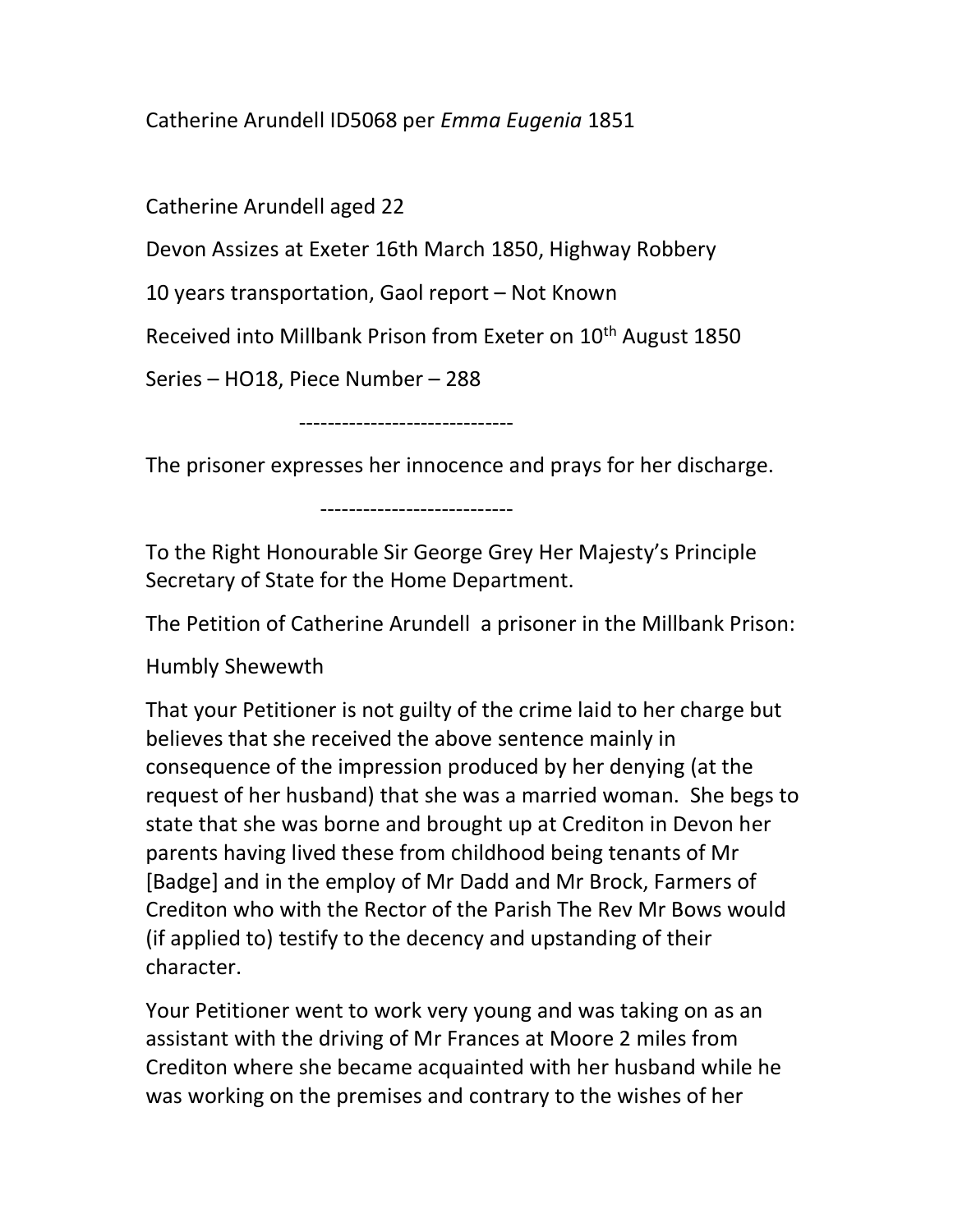Catherine Arundell ID5068 per *Emma Eugenia* 1851

Catherine Arundell aged 22

Devon Assizes at Exeter 16th March 1850, Highway Robbery

10 years transportation, Gaol report – Not Known

Received into Millbank Prison from Exeter on 10th August 1850

Series – HO18, Piece Number – 288

------------------------------

The prisoner expresses her innocence and prays for her discharge.

---------------------------

To the Right Honourable Sir George Grey Her Majesty's Principle Secretary of State for the Home Department.

The Petition of Catherine Arundell a prisoner in the Millbank Prison:

Humbly Shewewth

That your Petitioner is not guilty of the crime laid to her charge but believes that she received the above sentence mainly in consequence of the impression produced by her denying (at the request of her husband) that she was a married woman. She begs to state that she was borne and brought up at Crediton in Devon her parents having lived these from childhood being tenants of Mr [Badge] and in the employ of Mr Dadd and Mr Brock, Farmers of Crediton who with the Rector of the Parish The Rev Mr Bows would (if applied to) testify to the decency and upstanding of their character.

Your Petitioner went to work very young and was taking on as an assistant with the driving of Mr Frances at Moore 2 miles from Crediton where she became acquainted with her husband while he was working on the premises and contrary to the wishes of her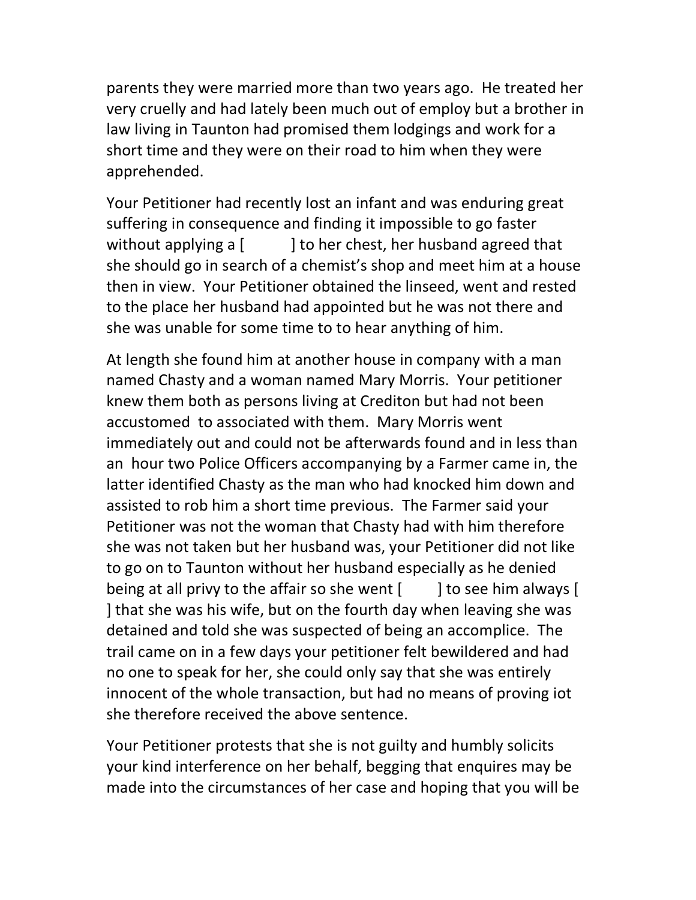parents they were married more than two years ago. He treated her very cruelly and had lately been much out of employ but a brother in law living in Taunton had promised them lodgings and work for a short time and they were on their road to him when they were apprehended.

Your Petitioner had recently lost an infant and was enduring great suffering in consequence and finding it impossible to go faster without applying a [          ] to her chest, her husband agreed that she should go in search of a chemist's shop and meet him at a house then in view. Your Petitioner obtained the linseed, went and rested to the place her husband had appointed but he was not there and she was unable for some time to to hear anything of him.

At length she found him at another house in company with a man named Chasty and a woman named Mary Morris. Your petitioner knew them both as persons living at Crediton but had not been accustomed  to associated with them. Mary Morris went immediately out and could not be afterwards found and in less than an  hour two Police Officers accompanying by a Farmer came in, the latter identified Chasty as the man who had knocked him down and assisted to rob him a short time previous. The Farmer said your Petitioner was not the woman that Chasty had with him therefore she was not taken but her husband was, your Petitioner did not like to go on to Taunton without her husband especially as he denied being at all privy to the affair so she went [        ] to see him always [        ] that she was his wife, but on the fourth day when leaving she was detained and told she was suspected of being an accomplice. The trail came on in a few days your petitioner felt bewildered and had no one to speak for her, she could only say that she was entirely innocent of the whole transaction, but had no means of proving iot she therefore received the above sentence.

Your Petitioner protests that she is not guilty and humbly solicits your kind interference on her behalf, begging that enquires may be made into the circumstances of her case and hoping that you will be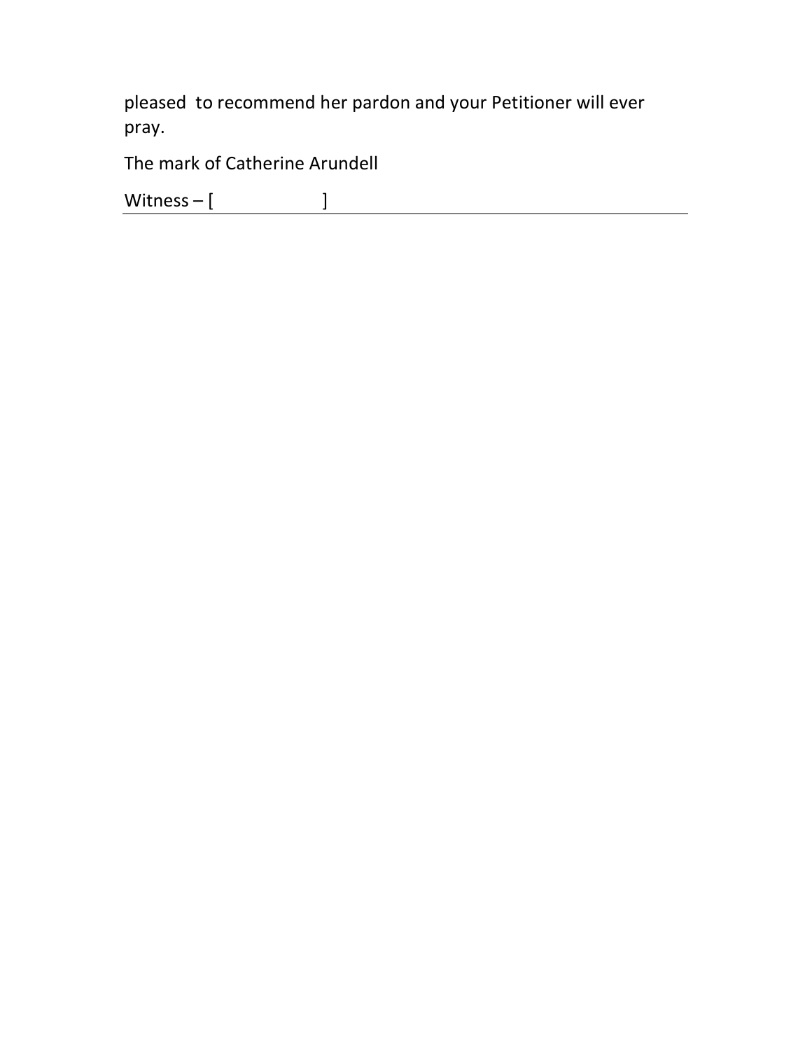pleased to recommend her pardon and your Petitioner will ever pray.

The mark of Catherine Arundell

Witness – [ ]